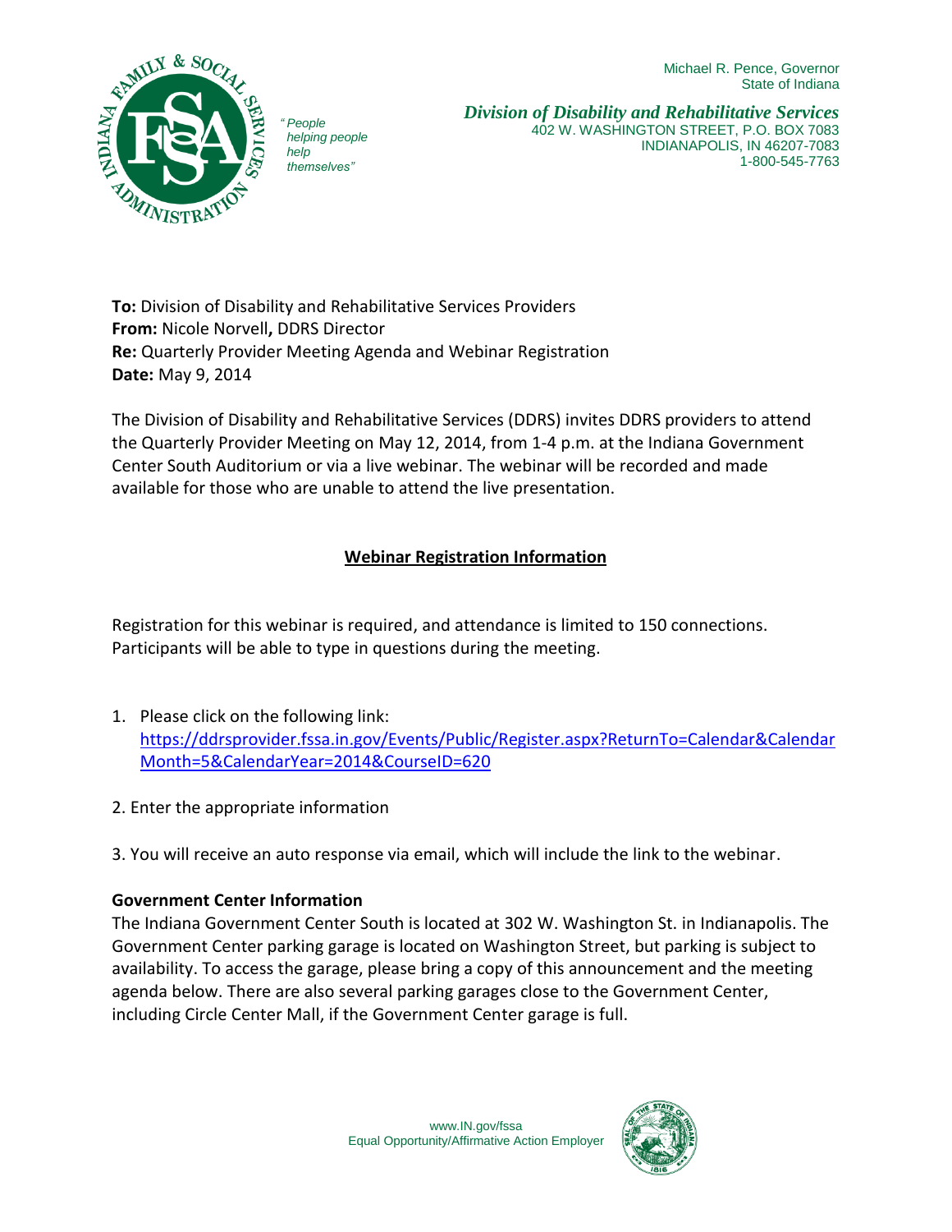Michael R. Pence, Governor
State of Indiana

*"People helping people help themselves"*

***Division of Disability and Rehabilitative Services***
402 W. WASHINGTON STREET, P.O. BOX 7083
INDIANAPOLIS, IN 46207-7083
1-800-545-7763

**To:** Division of Disability and Rehabilitative Services Providers
**From:** Nicole Norvell**,** DDRS Director
**Re:** Quarterly Provider Meeting Agenda and Webinar Registration
**Date:** May 9, 2014

The Division of Disability and Rehabilitative Services (DDRS) invites DDRS providers to attend the Quarterly Provider Meeting on May 12, 2014, from 1-4 p.m. at the Indiana Government Center South Auditorium or via a live webinar. The webinar will be recorded and made available for those who are unable to attend the live presentation.

## Webinar Registration Information

Registration for this webinar is required, and attendance is limited to 150 connections. Participants will be able to type in questions during the meeting.

1. Please click on the following link: https://ddrsprovider.fssa.in.gov/Events/Public/Register.aspx?ReturnTo=Calendar&CalendarMonth=5&CalendarYear=2014&CourseID=620

2. Enter the appropriate information

3. You will receive an auto response via email, which will include the link to the webinar.

**Government Center Information**

The Indiana Government Center South is located at 302 W. Washington St. in Indianapolis. The Government Center parking garage is located on Washington Street, but parking is subject to availability. To access the garage, please bring a copy of this announcement and the meeting agenda below. There are also several parking garages close to the Government Center, including Circle Center Mall, if the Government Center garage is full.

www.IN.gov/fssa
Equal Opportunity/Affirmative Action Employer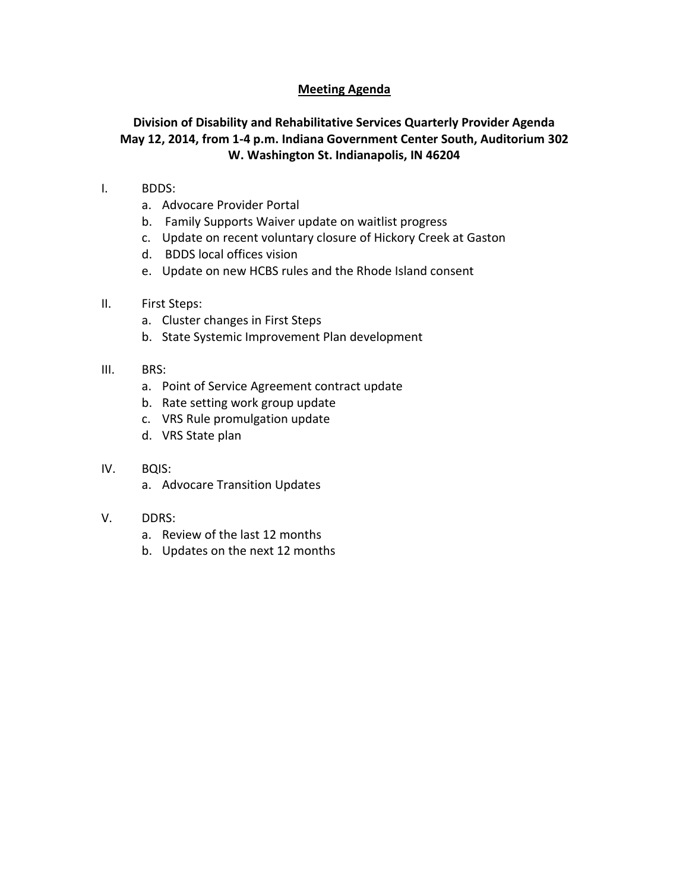# Meeting Agenda

**Division of Disability and Rehabilitative Services Quarterly Provider Agenda**
**May 12, 2014, from 1-4 p.m. Indiana Government Center South, Auditorium 302**
**W. Washington St. Indianapolis, IN 46204**

I. BDDS:
   a. Advocare Provider Portal
   b. Family Supports Waiver update on waitlist progress
   c. Update on recent voluntary closure of Hickory Creek at Gaston
   d. BDDS local offices vision
   e. Update on new HCBS rules and the Rhode Island consent

II. First Steps:
   a. Cluster changes in First Steps
   b. State Systemic Improvement Plan development

III. BRS:
   a. Point of Service Agreement contract update
   b. Rate setting work group update
   c. VRS Rule promulgation update
   d. VRS State plan

IV. BQIS:
   a. Advocare Transition Updates

V. DDRS:
   a. Review of the last 12 months
   b. Updates on the next 12 months